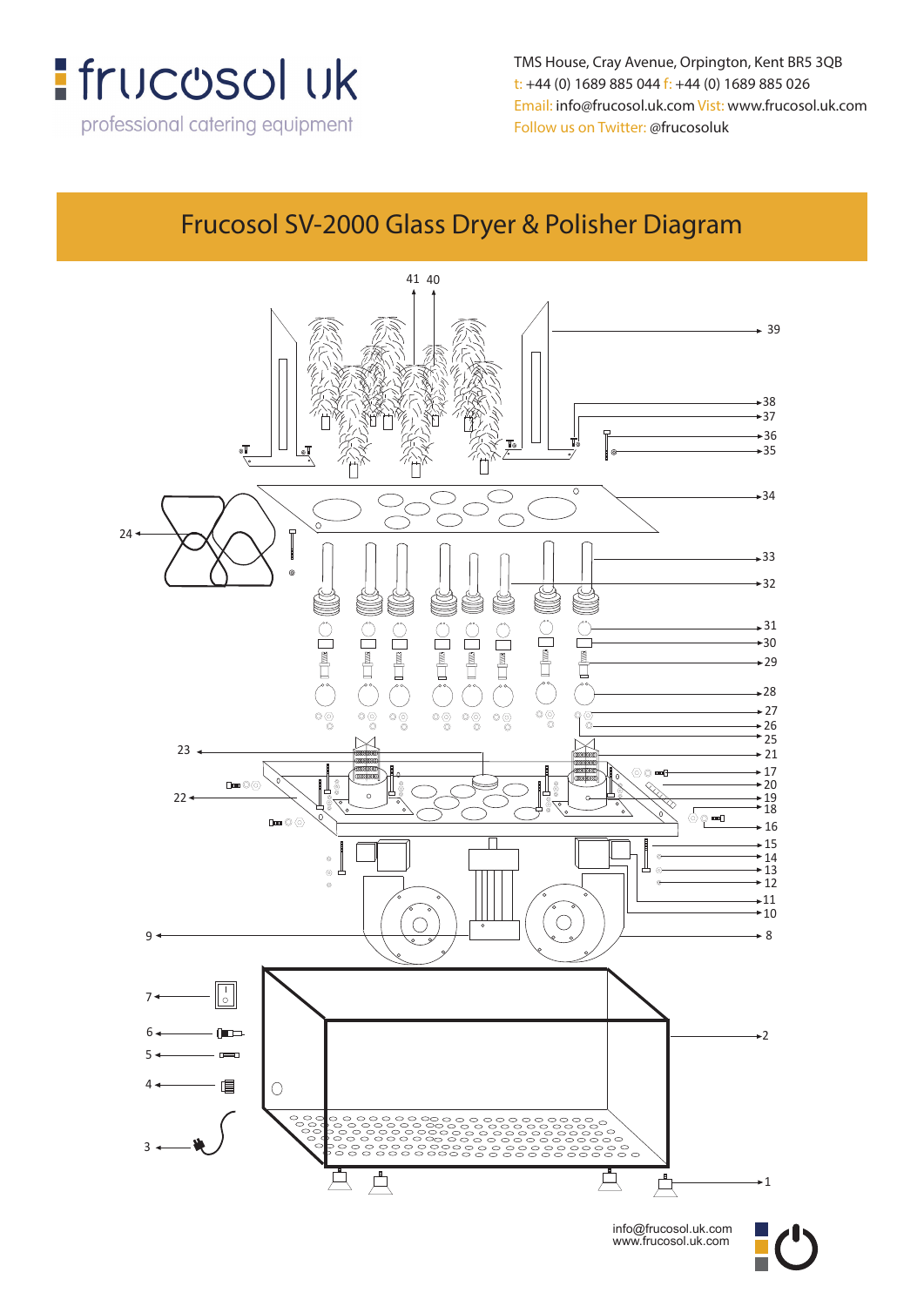frucosol uk

professional catering equipment

TMS House, Cray Avenue, Orpington, Kent BR5 3QB
t: +44 (0) 1689 885 044 f: +44 (0) 1689 885 026
Email: info@frucosol.uk.com Visit: www.frucosol.uk.com
Follow us on Twitter: @frucosoluk

# Frucosol SV-2000 Glass Dryer & Polisher Diagram

41 40 39 38 37 36 35 34 24 33 32 31 30 29 28 27 26 25 23 21 17 20 22 19 18 16 15 14 13 12 11 10 9 8 7 6 5 4 3 2 1

info@frucosol.uk.com
www.frucosol.uk.com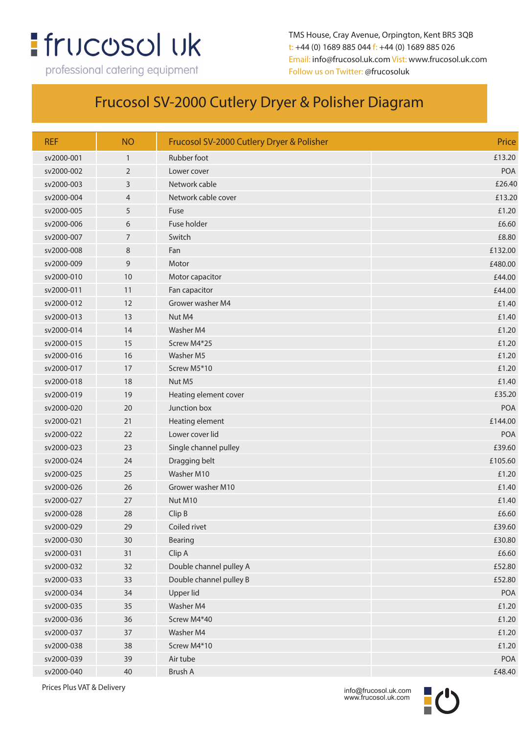frucosol uk
professional catering equipment

TMS House, Cray Avenue, Orpington, Kent BR5 3QB
t: +44 (0) 1689 885 044 f: +44 (0) 1689 885 026
Email: info@frucosol.uk.com Vist: www.frucosol.uk.com
Follow us on Twitter: @frucosoluk

# Frucosol SV-2000 Cutlery Dryer & Polisher Diagram

| REF | NO | Frucosol SV-2000 Cutlery Dryer & Polisher | Price |
|---|---|---|---|
| sv2000-001 | 1 | Rubber foot | £13.20 |
| sv2000-002 | 2 | Lower cover | POA |
| sv2000-003 | 3 | Network cable | £26.40 |
| sv2000-004 | 4 | Network cable cover | £13.20 |
| sv2000-005 | 5 | Fuse | £1.20 |
| sv2000-006 | 6 | Fuse holder | £6.60 |
| sv2000-007 | 7 | Switch | £8.80 |
| sv2000-008 | 8 | Fan | £132.00 |
| sv2000-009 | 9 | Motor | £480.00 |
| sv2000-010 | 10 | Motor capacitor | £44.00 |
| sv2000-011 | 11 | Fan capacitor | £44.00 |
| sv2000-012 | 12 | Grower washer M4 | £1.40 |
| sv2000-013 | 13 | Nut M4 | £1.40 |
| sv2000-014 | 14 | Washer M4 | £1.20 |
| sv2000-015 | 15 | Screw M4*25 | £1.20 |
| sv2000-016 | 16 | Washer M5 | £1.20 |
| sv2000-017 | 17 | Screw M5*10 | £1.20 |
| sv2000-018 | 18 | Nut M5 | £1.40 |
| sv2000-019 | 19 | Heating element cover | £35.20 |
| sv2000-020 | 20 | Junction box | POA |
| sv2000-021 | 21 | Heating element | £144.00 |
| sv2000-022 | 22 | Lower cover lid | POA |
| sv2000-023 | 23 | Single channel pulley | £39.60 |
| sv2000-024 | 24 | Dragging belt | £105.60 |
| sv2000-025 | 25 | Washer M10 | £1.20 |
| sv2000-026 | 26 | Grower washer M10 | £1.40 |
| sv2000-027 | 27 | Nut M10 | £1.40 |
| sv2000-028 | 28 | Clip B | £6.60 |
| sv2000-029 | 29 | Coiled rivet | £39.60 |
| sv2000-030 | 30 | Bearing | £30.80 |
| sv2000-031 | 31 | Clip A | £6.60 |
| sv2000-032 | 32 | Double channel pulley A | £52.80 |
| sv2000-033 | 33 | Double channel pulley B | £52.80 |
| sv2000-034 | 34 | Upper lid | POA |
| sv2000-035 | 35 | Washer M4 | £1.20 |
| sv2000-036 | 36 | Screw M4*40 | £1.20 |
| sv2000-037 | 37 | Washer M4 | £1.20 |
| sv2000-038 | 38 | Screw M4*10 | £1.20 |
| sv2000-039 | 39 | Air tube | POA |
| sv2000-040 | 40 | Brush A | £48.40 |

Prices Plus VAT & Delivery

info@frucosol.uk.com
www.frucosol.uk.com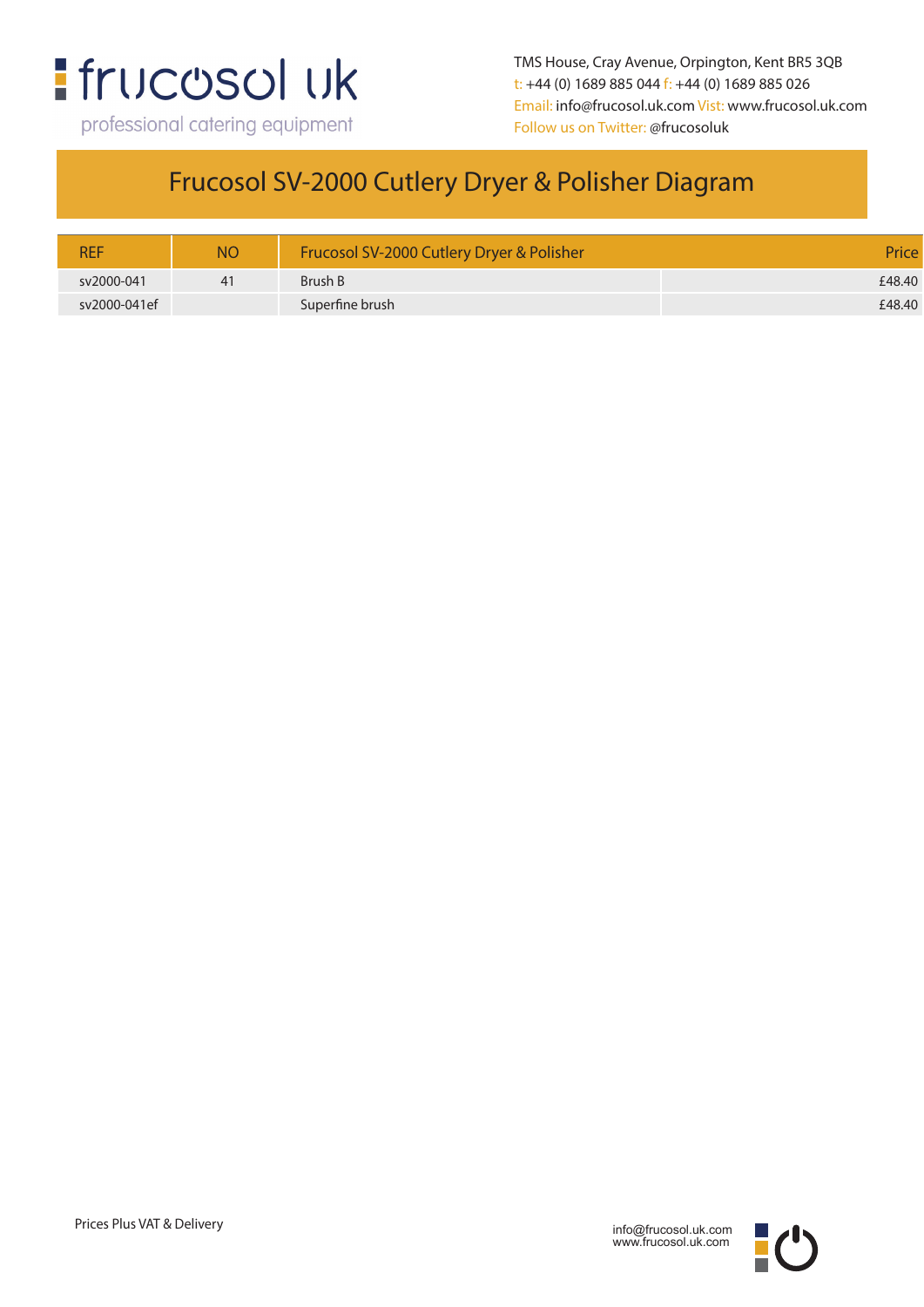# frucosol uk

professional catering equipment

TMS House, Cray Avenue, Orpington, Kent BR5 3QB
t: +44 (0) 1689 885 044 f: +44 (0) 1689 885 026
Email: info@frucosol.uk.com Vist: www.frucosol.uk.com
Follow us on Twitter: @frucosoluk

## Frucosol SV-2000 Cutlery Dryer & Polisher Diagram

| REF | NO | Frucosol SV-2000 Cutlery Dryer & Polisher | Price |
|---|---|---|---|
| sv2000-041 | 41 | Brush B | £48.40 |
| sv2000-041ef | | Superfine brush | £48.40 |

Prices Plus VAT & Delivery

info@frucosol.uk.com
www.frucosol.uk.com